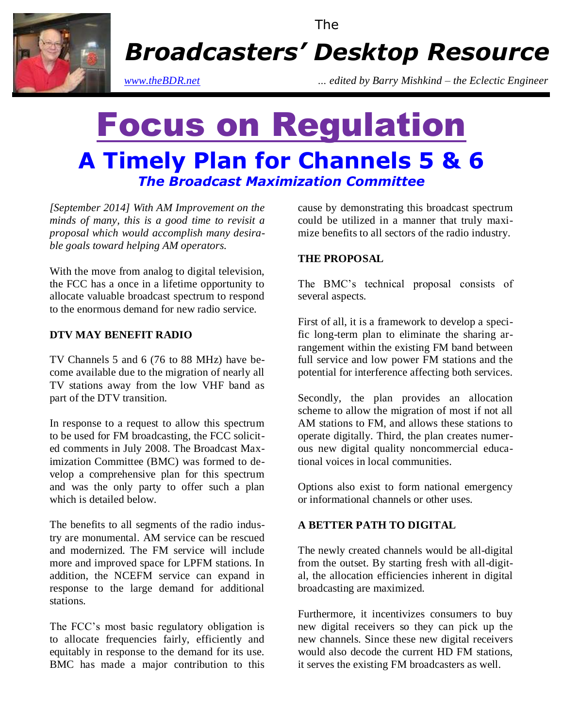The

# Broadcasters' Desktop Resource

*www.theBDR.net* *... edited by Barry Mishkind – the Eclectic Engineer*

# Focus on Regulation

## A Timely Plan for Channels 5 & 6

### *The Broadcast Maximization Committee*

*[September 2014] With AM Improvement on the minds of many, this is a good time to revisit a proposal which would accomplish many desirable goals toward helping AM operators.*

With the move from analog to digital television, the FCC has a once in a lifetime opportunity to allocate valuable broadcast spectrum to respond to the enormous demand for new radio service.

**DTV MAY BENEFIT RADIO**

TV Channels 5 and 6 (76 to 88 MHz) have become available due to the migration of nearly all TV stations away from the low VHF band as part of the DTV transition.

In response to a request to allow this spectrum to be used for FM broadcasting, the FCC solicited comments in July 2008. The Broadcast Maximization Committee (BMC) was formed to develop a comprehensive plan for this spectrum and was the only party to offer such a plan which is detailed below.

The benefits to all segments of the radio industry are monumental. AM service can be rescued and modernized. The FM service will include more and improved space for LPFM stations. In addition, the NCEFM service can expand in response to the large demand for additional stations.

The FCC's most basic regulatory obligation is to allocate frequencies fairly, efficiently and equitably in response to the demand for its use. BMC has made a major contribution to this cause by demonstrating this broadcast spectrum could be utilized in a manner that truly maximize benefits to all sectors of the radio industry.

**THE PROPOSAL**

The BMC's technical proposal consists of several aspects.

First of all, it is a framework to develop a specific long-term plan to eliminate the sharing arrangement within the existing FM band between full service and low power FM stations and the potential for interference affecting both services.

Secondly, the plan provides an allocation scheme to allow the migration of most if not all AM stations to FM, and allows these stations to operate digitally. Third, the plan creates numerous new digital quality noncommercial educational voices in local communities.

Options also exist to form national emergency or informational channels or other uses.

**A BETTER PATH TO DIGITAL**

The newly created channels would be all-digital from the outset. By starting fresh with all-digital, the allocation efficiencies inherent in digital broadcasting are maximized.

Furthermore, it incentivizes consumers to buy new digital receivers so they can pick up the new channels. Since these new digital receivers would also decode the current HD FM stations, it serves the existing FM broadcasters as well.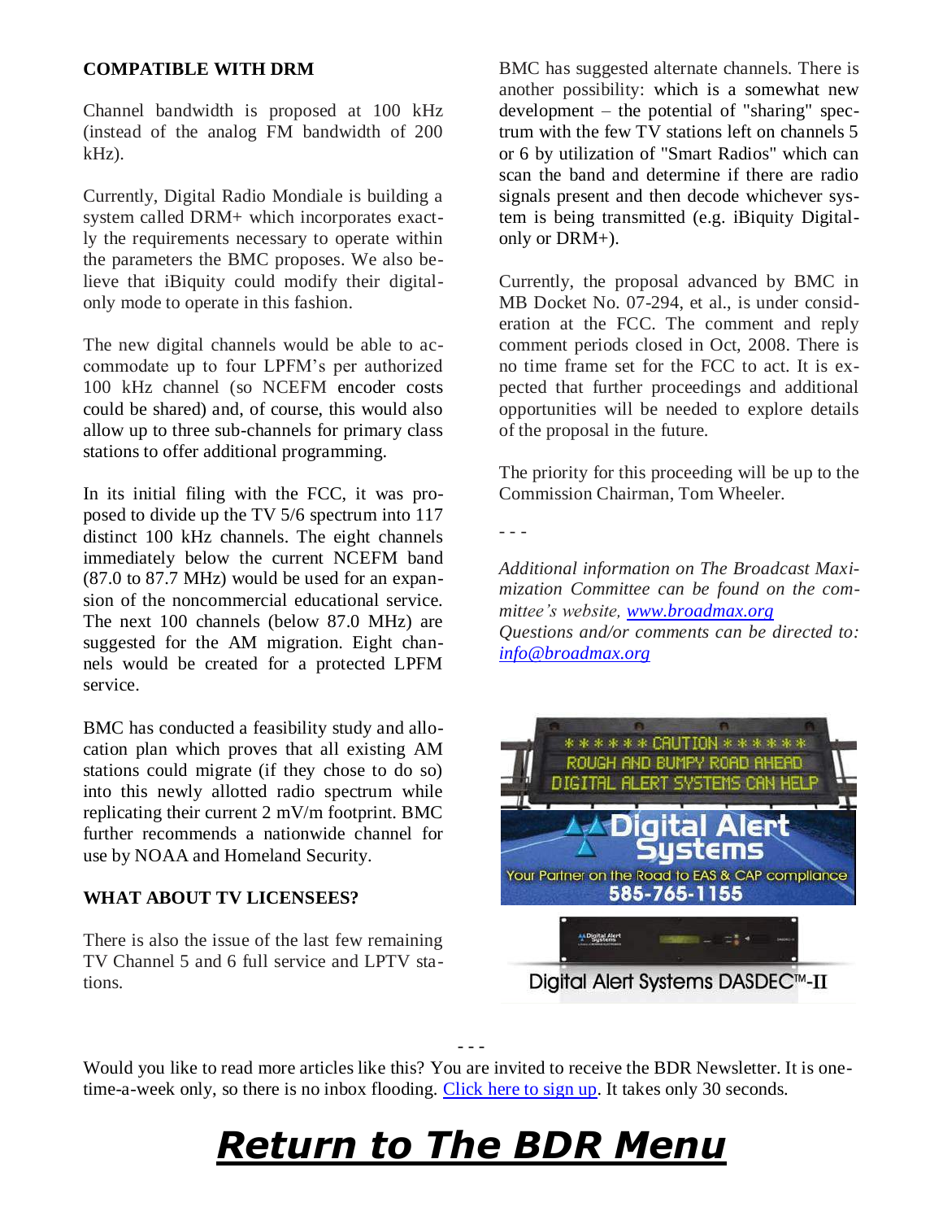**COMPATIBLE WITH DRM**

Channel bandwidth is proposed at 100 kHz (instead of the analog FM bandwidth of 200 kHz).

Currently, Digital Radio Mondiale is building a system called DRM+ which incorporates exactly the requirements necessary to operate within the parameters the BMC proposes. We also believe that iBiquity could modify their digital-only mode to operate in this fashion.

The new digital channels would be able to accommodate up to four LPFM's per authorized 100 kHz channel (so NCEFM encoder costs could be shared) and, of course, this would also allow up to three sub-channels for primary class stations to offer additional programming.

In its initial filing with the FCC, it was proposed to divide up the TV 5/6 spectrum into 117 distinct 100 kHz channels. The eight channels immediately below the current NCEFM band (87.0 to 87.7 MHz) would be used for an expansion of the noncommercial educational service. The next 100 channels (below 87.0 MHz) are suggested for the AM migration. Eight channels would be created for a protected LPFM service.

BMC has conducted a feasibility study and allocation plan which proves that all existing AM stations could migrate (if they chose to do so) into this newly allotted radio spectrum while replicating their current 2 mV/m footprint. BMC further recommends a nationwide channel for use by NOAA and Homeland Security.

**WHAT ABOUT TV LICENSEES?**

There is also the issue of the last few remaining TV Channel 5 and 6 full service and LPTV stations.

BMC has suggested alternate channels. There is another possibility: which is a somewhat new development – the potential of "sharing" spectrum with the few TV stations left on channels 5 or 6 by utilization of "Smart Radios" which can scan the band and determine if there are radio signals present and then decode whichever system is being transmitted (e.g. iBiquity Digital-only or DRM+).

Currently, the proposal advanced by BMC in MB Docket No. 07-294, et al., is under consideration at the FCC. The comment and reply comment periods closed in Oct, 2008. There is no time frame set for the FCC to act. It is expected that further proceedings and additional opportunities will be needed to explore details of the proposal in the future.

The priority for this proceeding will be up to the Commission Chairman, Tom Wheeler.

- - -

*Additional information on The Broadcast Maximization Committee can be found on the committee's website, [www.broadmax.org](http://www.broadmax.org)*
*Questions and/or comments can be directed to: [info@broadmax.org](mailto:info@broadmax.org)*

\*\*\*\*\*\* CAUTION \*\*\*\*\*\*
ROUGH AND BUMPY ROAD AHEAD
DIGITAL ALERT SYSTEMS CAN HELP

Digital Alert Systems
Your Partner on the Road to EAS & CAP compliance
585-765-1155

Digital Alert Systems DASDEC™-II

- - -

Would you like to read more articles like this? You are invited to receive the BDR Newsletter. It is one-time-a-week only, so there is no inbox flooding. Click here to sign up. It takes only 30 seconds.

# ***Return to The BDR Menu***